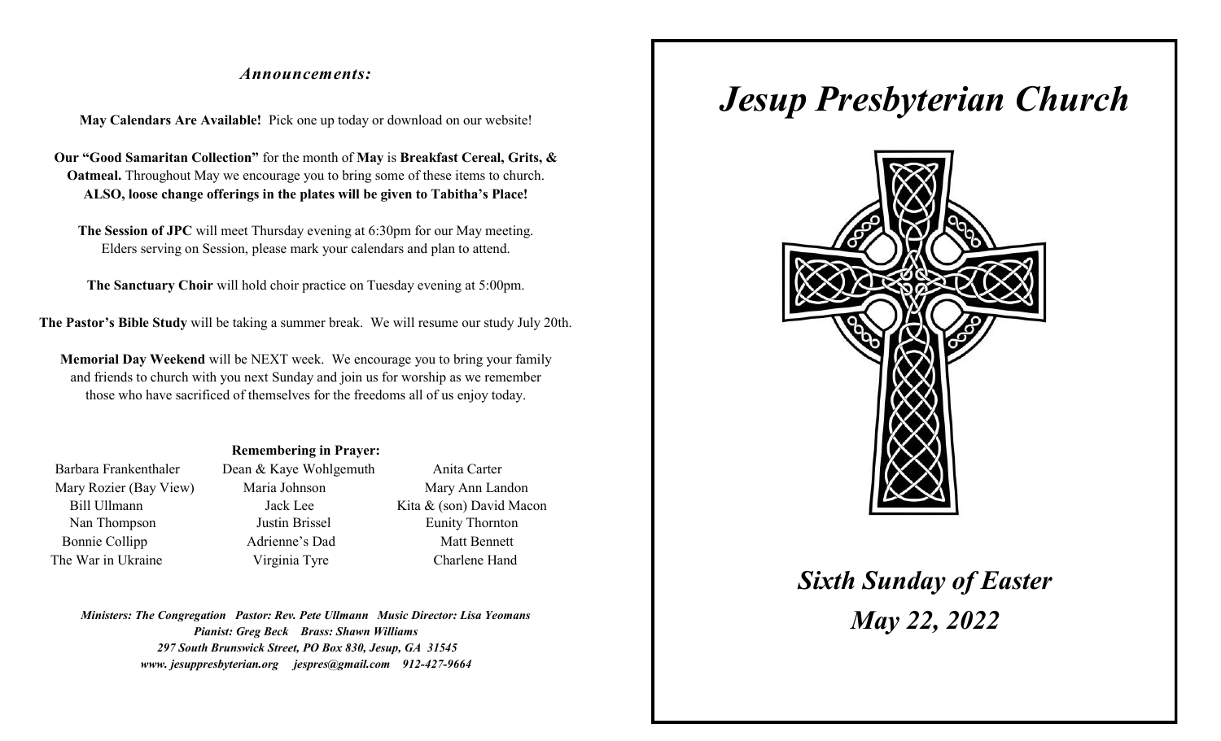*Announcements:*

**May Calendars Are Available!** Pick one up today or download on our website!

**Our "Good Samaritan Collection"** for the month of **May** is **Breakfast Cereal, Grits, & Oatmeal.** Throughout May we encourage you to bring some of these items to church. **ALSO, loose change offerings in the plates will be given to Tabitha's Place!**

**The Session of JPC** will meet Thursday evening at 6:30pm for our May meeting. Elders serving on Session, please mark your calendars and plan to attend.

**The Sanctuary Choir** will hold choir practice on Tuesday evening at 5:00pm.

**The Pastor's Bible Study** will be taking a summer break. We will resume our study July 20th.

**Memorial Day Weekend** will be NEXT week. We encourage you to bring your family and friends to church with you next Sunday and join us for worship as we remember those who have sacrificed of themselves for the freedoms all of us enjoy today.

**Remembering in Prayer:**

| | | |
|---|---|---|
| Barbara Frankenthaler | Dean & Kaye Wohlgemuth | Anita Carter |
| Mary Rozier (Bay View) | Maria Johnson | Mary Ann Landon |
| Bill Ullmann | Jack Lee | Kita & (son) David Macon |
| Nan Thompson | Justin Brissel | Eunity Thornton |
| Bonnie Collipp | Adrienne's Dad | Matt Bennett |
| The War in Ukraine | Virginia Tyre | Charlene Hand |

***Ministers: The Congregation Pastor: Rev. Pete Ullmann Music Director: Lisa Yeomans***
***Pianist: Greg Beck Brass: Shawn Williams***
***297 South Brunswick Street, PO Box 830, Jesup, GA 31545***
***www. jesuppresbyterian.org jespres@gmail.com 912-427-9664***

# *Jesup Presbyterian Church*

## *Sixth Sunday of Easter*
## *May 22, 2022*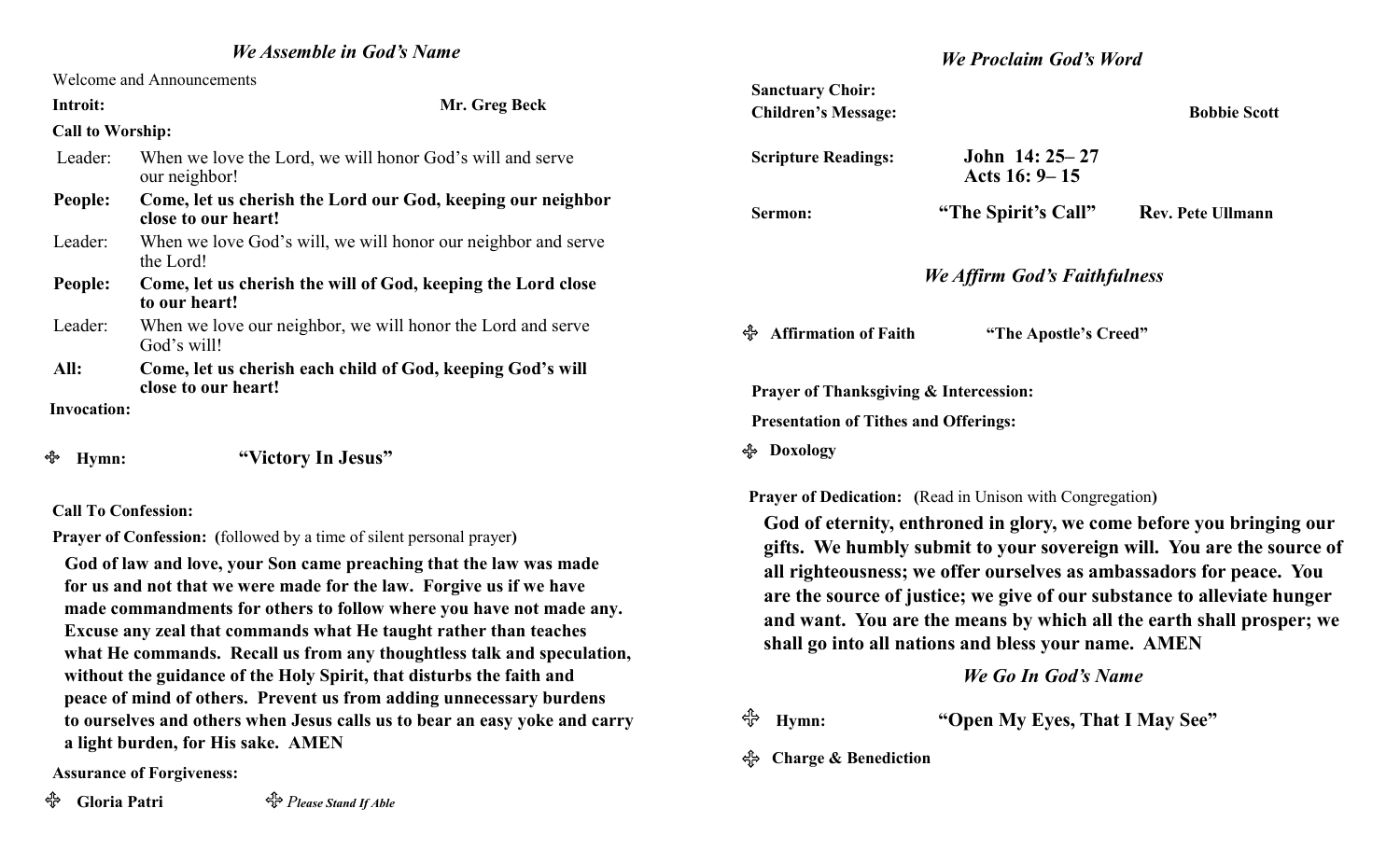### *We Assemble in God's Name*

Welcome and Announcements

**Introit:** **Mr. Greg Beck**

**Call to Worship:**

| | |
|---|---|
| Leader: | When we love the Lord, we will honor God's will and serve our neighbor! |
| **People:** | **Come, let us cherish the Lord our God, keeping our neighbor close to our heart!** |
| Leader: | When we love God's will, we will honor our neighbor and serve the Lord! |
| **People:** | **Come, let us cherish the will of God, keeping the Lord close to our heart!** |
| Leader: | When we love our neighbor, we will honor the Lord and serve God's will! |
| **All:** | **Come, let us cherish each child of God, keeping God's will close to our heart!** |

**Invocation:**

✣ **Hymn:** **"Victory In Jesus"**

**Call To Confession:**

**Prayer of Confession: (**followed by a time of silent personal prayer**)**

**God of law and love, your Son came preaching that the law was made for us and not that we were made for the law. Forgive us if we have made commandments for others to follow where you have not made any. Excuse any zeal that commands what He taught rather than teaches what He commands. Recall us from any thoughtless talk and speculation, without the guidance of the Holy Spirit, that disturbs the faith and peace of mind of others. Prevent us from adding unnecessary burdens to ourselves and others when Jesus calls us to bear an easy yoke and carry a light burden, for His sake. AMEN**

**Assurance of Forgiveness:**

✣ **Gloria Patri** ✣ *Please Stand If Able*

### *We Proclaim God's Word*

**Sanctuary Choir:**

**Children's Message:** **Bobbie Scott**

**Scripture Readings:** **John 14: 25– 27**
**Acts 16: 9– 15**

**Sermon:** **"The Spirit's Call"** **Rev. Pete Ullmann**

### *We Affirm God's Faithfulness*

✣ **Affirmation of Faith** **"The Apostle's Creed"**

**Prayer of Thanksgiving & Intercession:**

**Presentation of Tithes and Offerings:**

✣ **Doxology**

**Prayer of Dedication: (**Read in Unison with Congregation**)**

**God of eternity, enthroned in glory, we come before you bringing our gifts. We humbly submit to your sovereign will. You are the source of all righteousness; we offer ourselves as ambassadors for peace. You are the source of justice; we give of our substance to alleviate hunger and want. You are the means by which all the earth shall prosper; we shall go into all nations and bless your name. AMEN**

### *We Go In God's Name*

✣ **Hymn:** **"Open My Eyes, That I May See"**

✣ **Charge & Benediction**